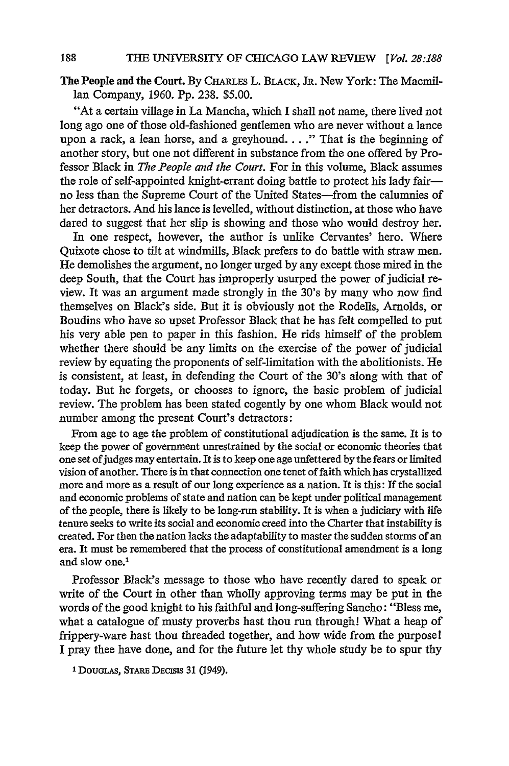**The People and the Court.** By CHARLES L. BLACK, JR. New York: The Macmillan Company, 1960. Pp. 238. $5.00.

"At a certain village in La Mancha, which I shall not name, there lived not long ago one of those old-fashioned gentlemen who are never without a lance upon a rack, a lean horse, and a greyhound. . . ." That is the beginning of another story, but one not different in substance from the one offered by Professor Black in *The People and the Court*. For in this volume, Black assumes the role of self-appointed knight-errant doing battle to protect his lady fair—no less than the Supreme Court of the United States—from the calumnies of her detractors. And his lance is levelled, without distinction, at those who have dared to suggest that her slip is showing and those who would destroy her.

In one respect, however, the author is unlike Cervantes' hero. Where Quixote chose to tilt at windmills, Black prefers to do battle with straw men. He demolishes the argument, no longer urged by any except those mired in the deep South, that the Court has improperly usurped the power of judicial review. It was an argument made strongly in the 30's by many who now find themselves on Black's side. But it is obviously not the Rodells, Arnolds, or Boudins who have so upset Professor Black that he has felt compelled to put his very able pen to paper in this fashion. He rids himself of the problem whether there should be any limits on the exercise of the power of judicial review by equating the proponents of self-limitation with the abolitionists. He is consistent, at least, in defending the Court of the 30's along with that of today. But he forgets, or chooses to ignore, the basic problem of judicial review. The problem has been stated cogently by one whom Black would not number among the present Court's detractors:

> From age to age the problem of constitutional adjudication is the same. It is to keep the power of government unrestrained by the social or economic theories that one set of judges may entertain. It is to keep one age unfettered by the fears or limited vision of another. There is in that connection one tenet of faith which has crystallized more and more as a result of our long experience as a nation. It is this: If the social and economic problems of state and nation can be kept under political management of the people, there is likely to be long-run stability. It is when a judiciary with life tenure seeks to write its social and economic creed into the Charter that instability is created. For then the nation lacks the adaptability to master the sudden storms of an era. It must be remembered that the process of constitutional amendment is a long and slow one.[1]

Professor Black's message to those who have recently dared to speak or write of the Court in other than wholly approving terms may be put in the words of the good knight to his faithful and long-suffering Sancho: "Bless me, what a catalogue of musty proverbs hast thou run through! What a heap of frippery-ware hast thou threaded together, and how wide from the purpose! I pray thee have done, and for the future let thy whole study be to spur thy

[1] DOUGLAS, STARE DECISIS 31 (1949).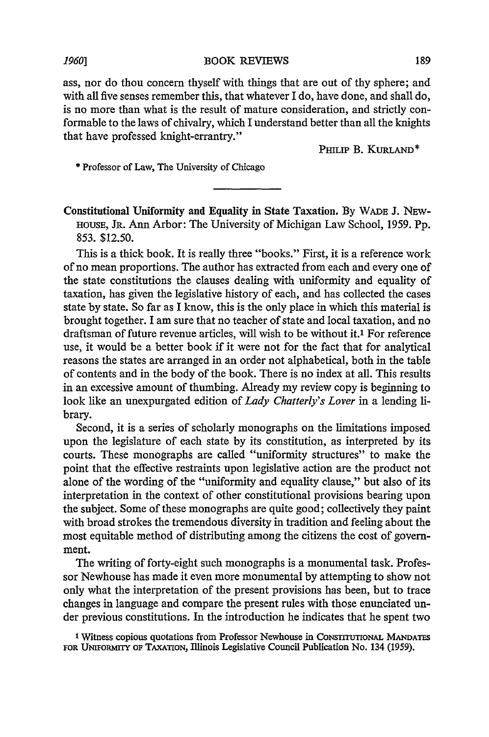ass, nor do thou concern thyself with things that are out of thy sphere; and with all five senses remember this, that whatever I do, have done, and shall do, is no more than what is the result of mature consideration, and strictly conformable to the laws of chivalry, which I understand better than all the knights that have professed knight-errantry."

PHILIP B. KURLAND*

\* Professor of Law, The University of Chicago

---

**Constitutional Uniformity and Equality in State Taxation.** By WADE J. NEWHOUSE, JR. Ann Arbor: The University of Michigan Law School, 1959. Pp. 853. $12.50.

This is a thick book. It is really three "books." First, it is a reference work of no mean proportions. The author has extracted from each and every one of the state constitutions the clauses dealing with uniformity and equality of taxation, has given the legislative history of each, and has collected the cases state by state. So far as I know, this is the only place in which this material is brought together. I am sure that no teacher of state and local taxation, and no draftsman of future revenue articles, will wish to be without it.[1] For reference use, it would be a better book if it were not for the fact that for analytical reasons the states are arranged in an order not alphabetical, both in the table of contents and in the body of the book. There is no index at all. This results in an excessive amount of thumbing. Already my review copy is beginning to look like an unexpurgated edition of *Lady Chatterly's Lover* in a lending library.

Second, it is a series of scholarly monographs on the limitations imposed upon the legislature of each state by its constitution, as interpreted by its courts. These monographs are called "uniformity structures" to make the point that the effective restraints upon legislative action are the product not alone of the wording of the "uniformity and equality clause," but also of its interpretation in the context of other constitutional provisions bearing upon the subject. Some of these monographs are quite good; collectively they paint with broad strokes the tremendous diversity in tradition and feeling about the most equitable method of distributing among the citizens the cost of government.

The writing of forty-eight such monographs is a monumental task. Professor Newhouse has made it even more monumental by attempting to show not only what the interpretation of the present provisions has been, but to trace changes in language and compare the present rules with those enunciated under previous constitutions. In the introduction he indicates that he spent two

[1] Witness copious quotations from Professor Newhouse in CONSTITUTIONAL MANDATES FOR UNIFORMITY OF TAXATION, Illinois Legislative Council Publication No. 134 (1959).